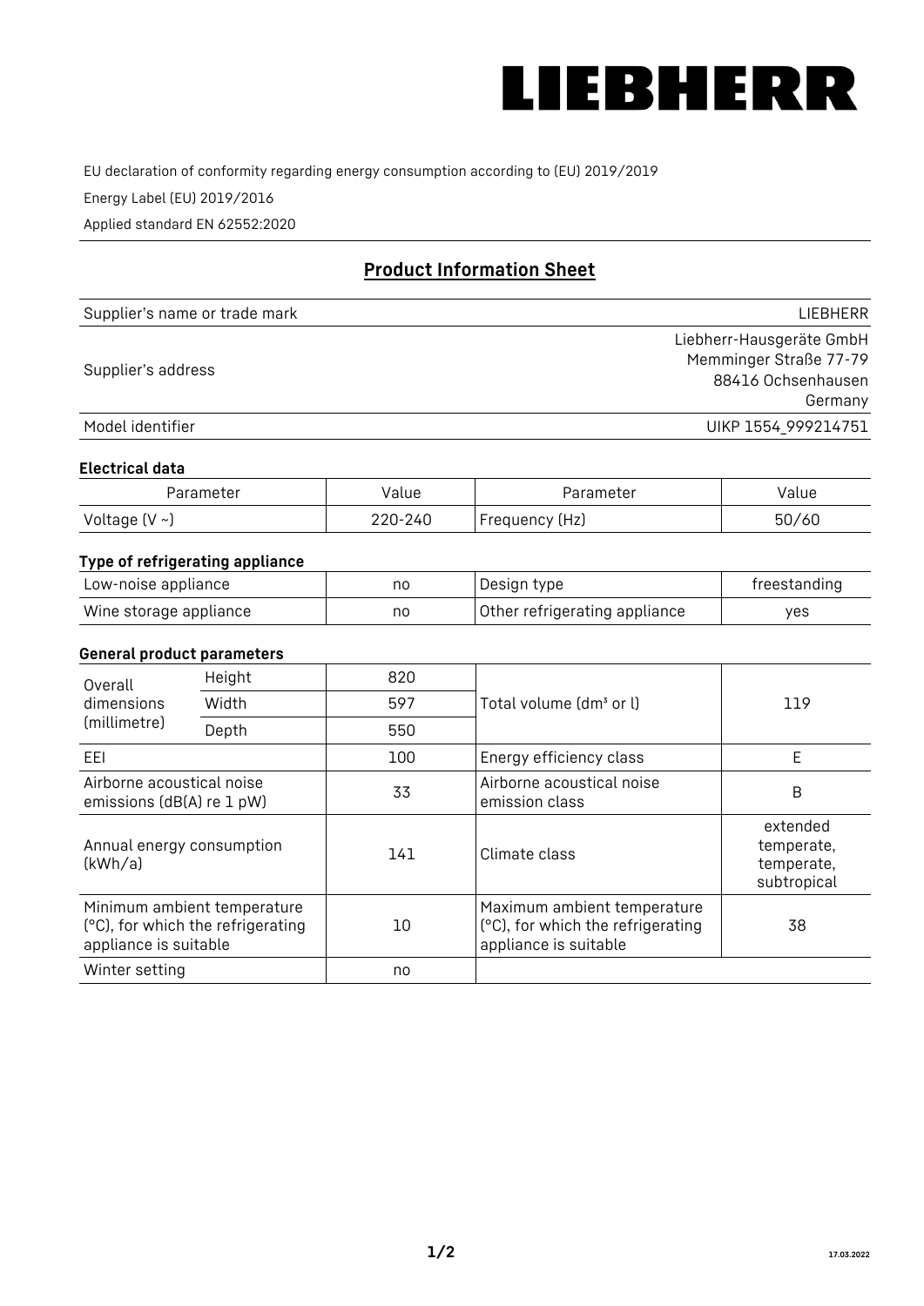LIEBHERR

EU declaration of conformity regarding energy consumption according to (EU) 2019/2019

Energy Label (EU) 2019/2016

Applied standard EN 62552:2020

## Product Information Sheet

| | |
|---|---|
| Supplier's name or trade mark | LIEBHERR |
| Supplier's address | Liebherr-Hausgeräte GmbH<br>Memminger Straße 77-79<br>88416 Ochsenhausen<br>Germany |
| Model identifier | UIKP 1554_999214751 |

### Electrical data

| Parameter | Value | Parameter | Value |
|---|---|---|---|
| Voltage (V ~) | 220-240 | Frequency (Hz) | 50/60 |

### Type of refrigerating appliance

| | | | |
|---|---|---|---|
| Low-noise appliance | no | Design type | freestanding |
| Wine storage appliance | no | Other refrigerating appliance | yes |

### General product parameters

| | | | | |
|---|---|---|---|---|
| Overall dimensions (millimetre) | Height | 820 | Total volume (dm³ or l) | 119 |
| | Width | 597 | | |
| | Depth | 550 | | |
| EEI | | 100 | Energy efficiency class | E |
| Airborne acoustical noise emissions (dB(A) re 1 pW) | | 33 | Airborne acoustical noise emission class | B |
| Annual energy consumption (kWh/a) | | 141 | Climate class | extended temperate, temperate, subtropical |
| Minimum ambient temperature (°C), for which the refrigerating appliance is suitable | | 10 | Maximum ambient temperature (°C), for which the refrigerating appliance is suitable | 38 |
| Winter setting | | no | | |

17.03.2022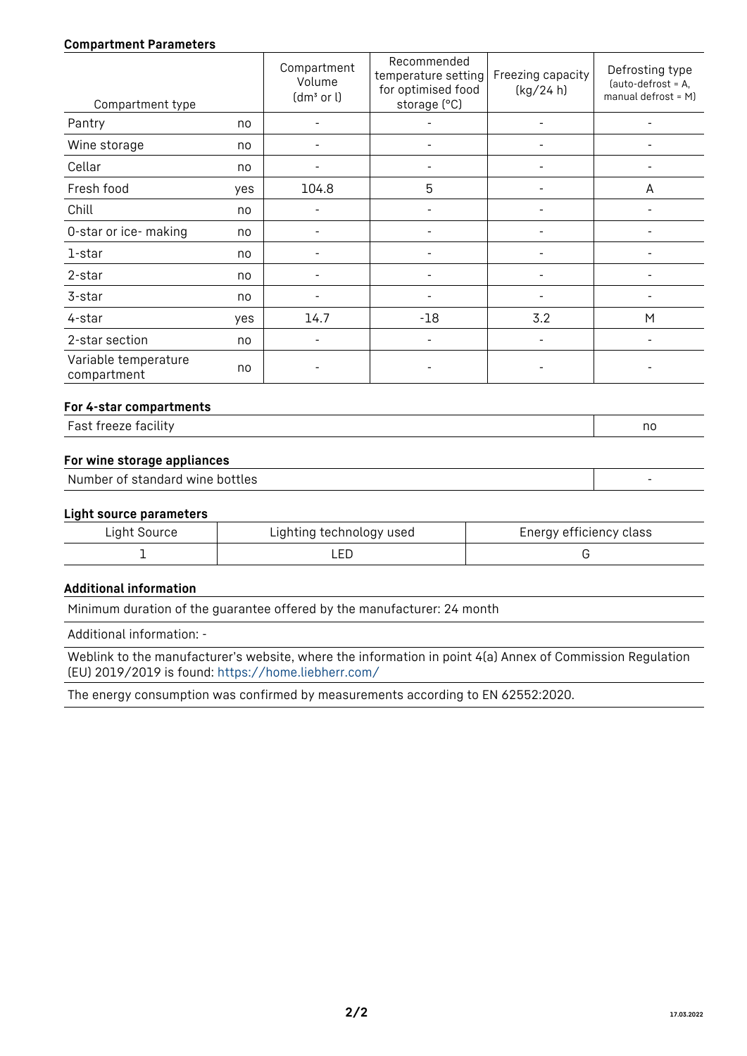**Compartment Parameters**

| Compartment type | | Compartment Volume (dm³ or l) | Recommended temperature setting for optimised food storage (°C) | Freezing capacity (kg/24 h) | Defrosting type (auto-defrost = A, manual defrost = M) |
|---|---|---|---|---|---|
| Pantry | no | - | - | - | - |
| Wine storage | no | - | - | - | - |
| Cellar | no | - | - | - | - |
| Fresh food | yes | 104.8 | 5 | - | A |
| Chill | no | - | - | - | - |
| 0-star or ice- making | no | - | - | - | - |
| 1-star | no | - | - | - | - |
| 2-star | no | - | - | - | - |
| 3-star | no | - | - | - | - |
| 4-star | yes | 14.7 | -18 | 3.2 | M |
| 2-star section | no | - | - | - | - |
| Variable temperature compartment | no | - | - | - | - |

**For 4-star compartments**

| | |
|---|---|
| Fast freeze facility | no |

**For wine storage appliances**

| | |
|---|---|
| Number of standard wine bottles | - |

**Light source parameters**

| Light Source | Lighting technology used | Energy efficiency class |
|---|---|---|
| 1 | LED | G |

**Additional information**

Minimum duration of the guarantee offered by the manufacturer: 24 month

Additional information: -

Weblink to the manufacturer's website, where the information in point 4(a) Annex of Commission Regulation (EU) 2019/2019 is found: https://home.liebherr.com/

The energy consumption was confirmed by measurements according to EN 62552:2020.

17.03.2022